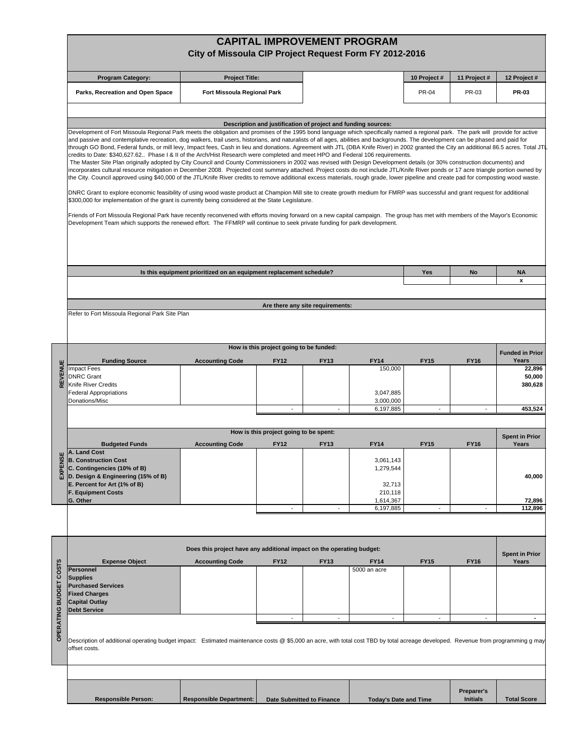# CAPITAL IMPROVEMENT PROGRAM

## City of Missoula CIP Project Request Form FY 2012-2016

| Program Category: | Project Title: | | 10 Project # | 11 Project # | 12 Project # |
|---|---|---|---|---|---|
| Parks, Recreation and Open Space | Fort Missoula Regional Park | | PR-04 | PR-03 | **PR-03** |

### Description and justification of project and funding sources:

Development of Fort Missoula Regional Park meets the obligation and promises of the 1995 bond language which specifically named a regional park. The park will provide for active and passive and contemplative recreation, dog walkers, trail users, historians, and naturalists of all ages, abilities and backgrounds. The development can be phased and paid for through GO Bond, Federal funds, or mill levy, Impact fees, Cash in lieu and donations. Agreement with JTL (DBA Knife River) in 2002 granted the City an additional 86.5 acres. Total JTL credits to Date: $340,627.62.. Phase I & II of the Arch/Hist Research were completed and meet HPO and Federal 106 requirements.

The Master Site Plan originally adopted by City Council and County Commissioners in 2002 was revised with Design Development details (or 30% construction documents) and incorporates cultural resource mitigation in December 2008. Projected cost summary attached. Project costs do not include JTL/Knife River ponds or 17 acre triangle portion owned by the City. Council approved using $40,000 of the JTL/Knife River credits to remove additional excess materials, rough grade, lower pipeline and create pad for composting wood waste.

DNRC Grant to explore economic feasibility of using wood waste product at Champion Mill site to create growth medium for FMRP was successful and grant request for additional $300,000 for implementation of the grant is currently being considered at the State Legislature.

Friends of Fort Missoula Regional Park have recently reconvened with efforts moving forward on a new capital campaign. The group has met with members of the Mayor's Economic Development Team which supports the renewed effort. The FFMRP will continue to seek private funding for park development.

| Is this equipment prioritized on an equipment replacement schedule? | Yes | No | NA |
|---|---|---|---|
| | | | x |

### Are there any site requirements:

Refer to Fort Missoula Regional Park Site Plan

### REVENUE — How is this project going to be funded:

| Funding Source | Accounting Code | FY12 | FY13 | FY14 | FY15 | FY16 | Funded in Prior Years |
|---|---|---|---|---|---|---|---|
| Impact Fees | | | | 150,000 | | | **22,896** |
| DNRC Grant | | | | | | | **50,000** |
| Knife River Credits | | | | | | | **380,628** |
| Federal Appropriations | | | | 3,047,885 | | | |
| Donations/Misc | | | | 3,000,000 | | | |
| | | - | - | 6,197,885 | - | - | **453,524** |

### EXPENSE — How is this project going to be spent:

| Budgeted Funds | Accounting Code | FY12 | FY13 | FY14 | FY15 | FY16 | Spent in Prior Years |
|---|---|---|---|---|---|---|---|
| **A. Land Cost** | | | | | | | |
| **B. Construction Cost** | | | | 3,061,143 | | | |
| **C. Contingencies (10% of B)** | | | | 1,279,544 | | | |
| **D. Design & Engineering (15% of B)** | | | | | | | **40,000** |
| **E. Percent for Art (1% of B)** | | | | 32,713 | | | |
| **F. Equipment Costs** | | | | 210,118 | | | |
| **G. Other** | | | | 1,614,367 | | | **72,896** |
| | | - | - | 6,197,885 | - | - | **112,896** |

### OPERATING BUDGET COSTS — Does this project have any additional impact on the operating budget:

| Expense Object | Accounting Code | FY12 | FY13 | FY14 | FY15 | FY16 | Spent in Prior Years |
|---|---|---|---|---|---|---|---|
| **Personnel** | | | | 5000 an acre | | | |
| **Supplies** | | | | | | | |
| **Purchased Services** | | | | | | | |
| **Fixed Charges** | | | | | | | |
| **Capital Outlay** | | | | | | | |
| **Debt Service** | | | | | | | |
| | | - | - | - | - | - | **-** |

Description of additional operating budget impact: Estimated maintenance costs @ $5,000 an acre, with total cost TBD by total acreage developed. Revenue from programming g may offset costs.

| Responsible Person: | Responsible Department: | Date Submitted to Finance | Today's Date and Time | Preparer's Initials | Total Score |
|---|---|---|---|---|---|
| | | | | | |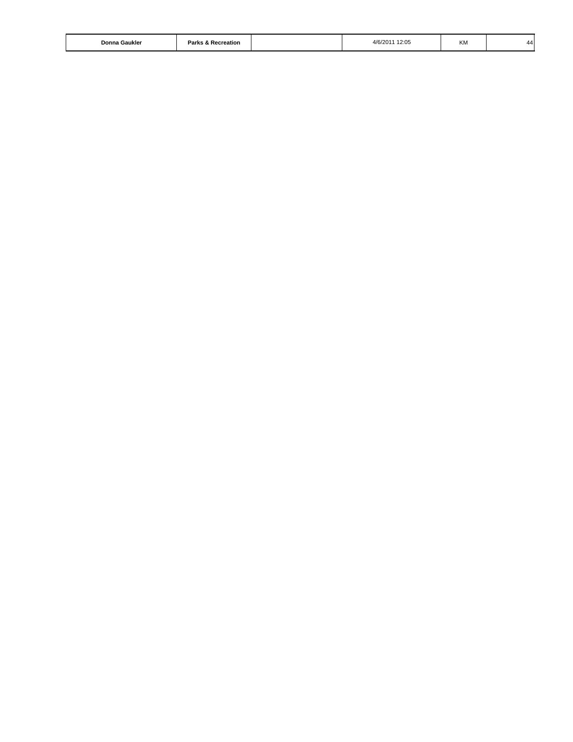| | | | | | |
|---|---|---|---|---|---|
| **Donna Gaukler** | **Parks & Recreation** | | 4/6/2011 12:05 | KM | 44 |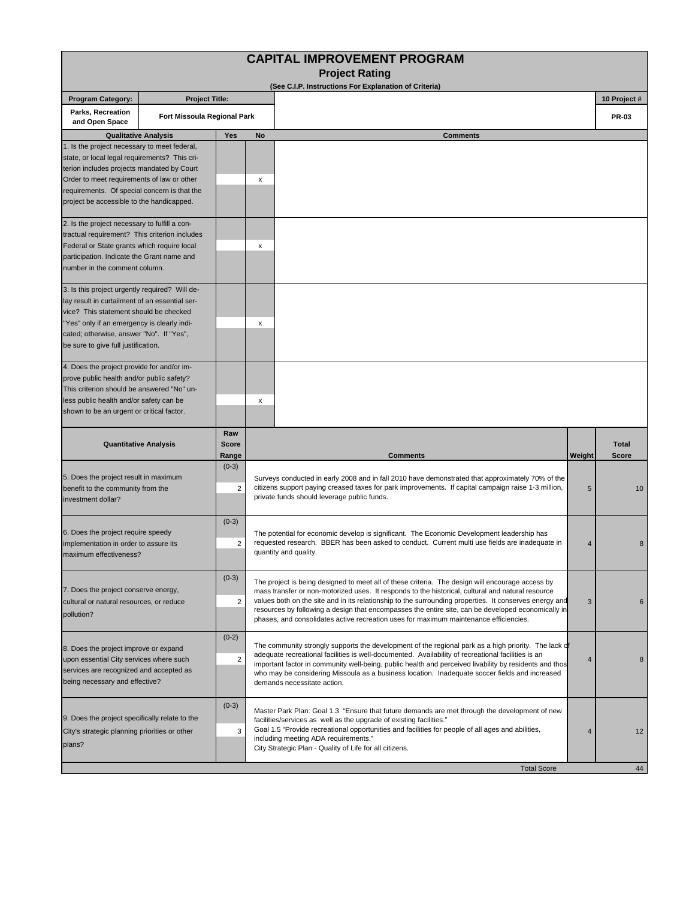# CAPITAL IMPROVEMENT PROGRAM

## Project Rating

(See C.I.P. Instructions For Explanation of Criteria)

| Program Category: | Project Title: | 10 Project # |
|---|---|---|
| Parks, Recreation and Open Space | Fort Missoula Regional Park | PR-03 |

| Qualitative Analysis | Yes | No | Comments |
|---|---|---|---|
| 1. Is the project necessary to meet federal, state, or local legal requirements? This criterion includes projects mandated by Court Order to meet requirements of law or other requirements. Of special concern is that the project be accessible to the handicapped. | | x | |
| 2. Is the project necessary to fulfill a contractual requirement? This criterion includes Federal or State grants which require local participation. Indicate the Grant name and number in the comment column. | | x | |
| 3. Is this project urgently required? Will delay result in curtailment of an essential service? This statement should be checked "Yes" only if an emergency is clearly indicated; otherwise, answer "No". If "Yes", be sure to give full justification. | | x | |
| 4. Does the project provide for and/or improve public health and/or public safety? This criterion should be answered "No" unless public health and/or safety can be shown to be an urgent or critical factor. | | x | |

| Quantitative Analysis | Raw Score Range | Raw Score | Comments | Weight | Total Score |
|---|---|---|---|---|---|
| 5. Does the project result in maximum benefit to the community from the investment dollar? | (0-3) | 2 | Surveys conducted in early 2008 and in fall 2010 have demonstrated that approximately 70% of the citizens support paying creased taxes for park improvements. If capital campaign raise 1-3 million, private funds should leverage public funds. | 5 | 10 |
| 6. Does the project require speedy implementation in order to assure its maximum effectiveness? | (0-3) | 2 | The potential for economic develop is significant. The Economic Development leadership has requested research. BBER has been asked to conduct. Current multi use fields are inadequate in quantity and quality. | 4 | 8 |
| 7. Does the project conserve energy, cultural or natural resources, or reduce pollution? | (0-3) | 2 | The project is being designed to meet all of these criteria. The design will encourage access by mass transfer or non-motorized uses. It responds to the historical, cultural and natural resource values both on the site and in its relationship to the surrounding properties. It conserves energy and resources by following a design that encompasses the entire site, can be developed economically in phases, and consolidates active recreation uses for maximum maintenance efficiencies. | 3 | 6 |
| 8. Does the project improve or expand upon essential City services where such services are recognized and accepted as being necessary and effective? | (0-2) | 2 | The community strongly supports the development of the regional park as a high priority. The lack of adequate recreational facilities is well-documented. Availability of recreational facilities is an important factor in community well-being, public health and perceived livability by residents and those who may be considering Missoula as a business location. Inadequate soccer fields and increased demands necessitate action. | 4 | 8 |
| 9. Does the project specifically relate to the City's strategic planning priorities or other plans? | (0-3) | 3 | Master Park Plan: Goal 1.3 "Ensure that future demands are met through the development of new facilities/services as well as the upgrade of existing facilities." Goal 1.5 "Provide recreational opportunities and facilities for people of all ages and abilities, including meeting ADA requirements." City Strategic Plan - Quality of Life for all citizens. | 4 | 12 |
| | | | Total Score | | 44 |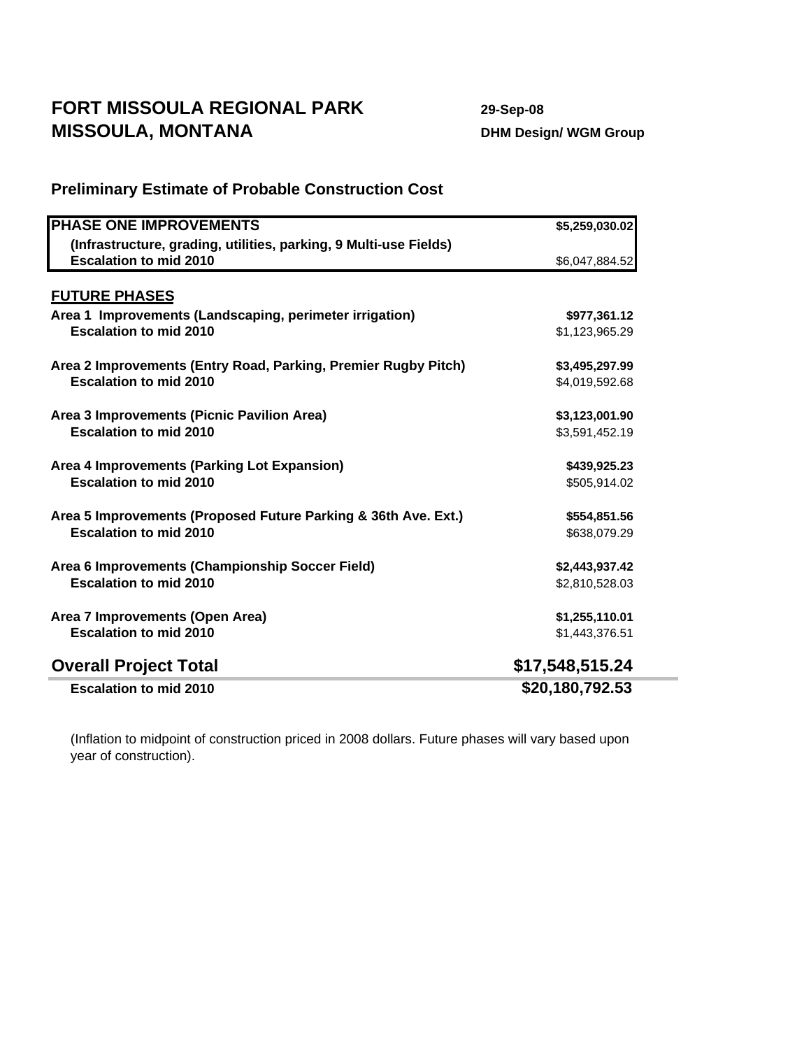# FORT MISSOULA REGIONAL PARK
# MISSOULA, MONTANA

**29-Sep-08**
**DHM Design/ WGM Group**

## Preliminary Estimate of Probable Construction Cost

| Item | Cost |
|---|---|
| **PHASE ONE IMPROVEMENTS** | **$5,259,030.02** |
| **(Infrastructure, grading, utilities, parking, 9 Multi-use Fields)** | |
| **Escalation to mid 2010** | $6,047,884.52 |
| | |
| **FUTURE PHASES** | |
| **Area 1 Improvements (Landscaping, perimeter irrigation)** | **$977,361.12** |
| **Escalation to mid 2010** | $1,123,965.29 |
| | |
| **Area 2 Improvements (Entry Road, Parking, Premier Rugby Pitch)** | **$3,495,297.99** |
| **Escalation to mid 2010** | $4,019,592.68 |
| | |
| **Area 3 Improvements (Picnic Pavilion Area)** | **$3,123,001.90** |
| **Escalation to mid 2010** | $3,591,452.19 |
| | |
| **Area 4 Improvements (Parking Lot Expansion)** | **$439,925.23** |
| **Escalation to mid 2010** | $505,914.02 |
| | |
| **Area 5 Improvements (Proposed Future Parking & 36th Ave. Ext.)** | **$554,851.56** |
| **Escalation to mid 2010** | $638,079.29 |
| | |
| **Area 6 Improvements (Championship Soccer Field)** | **$2,443,937.42** |
| **Escalation to mid 2010** | $2,810,528.03 |
| | |
| **Area 7 Improvements (Open Area)** | **$1,255,110.01** |
| **Escalation to mid 2010** | $1,443,376.51 |
| | |
| **Overall Project Total** | **$17,548,515.24** |
| **Escalation to mid 2010** | **$20,180,792.53** |

(Inflation to midpoint of construction priced in 2008 dollars. Future phases will vary based upon year of construction).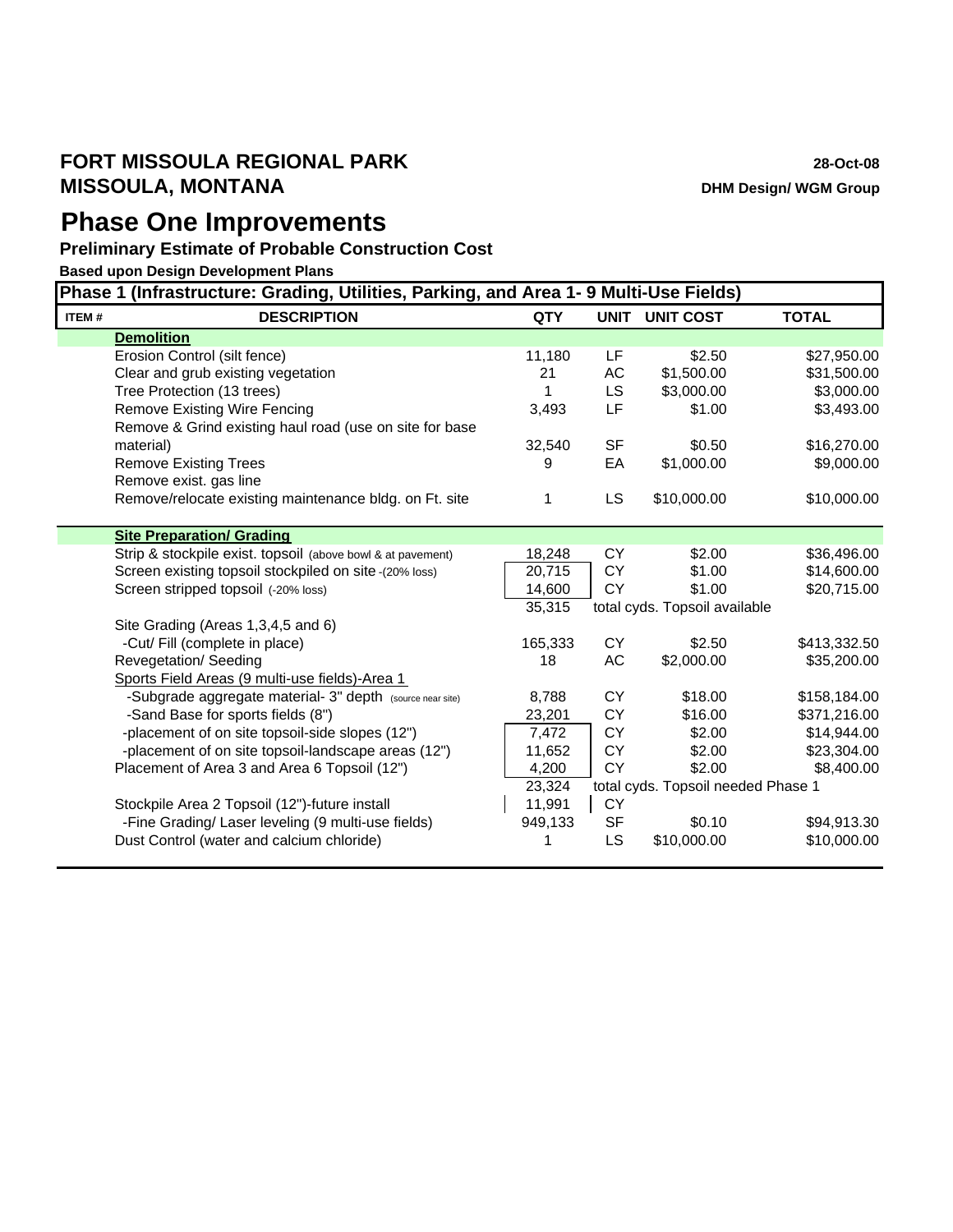# FORT MISSOULA REGIONAL PARK
# MISSOULA, MONTANA

**28-Oct-08**
**DHM Design/ WGM Group**

## Phase One Improvements

### Preliminary Estimate of Probable Construction Cost

**Based upon Design Development Plans**

| Phase 1 (Infrastructure: Grading, Utilities, Parking, and Area 1- 9 Multi-Use Fields) | | | | | |
|---|---|---|---|---|---|
| **ITEM #** | **DESCRIPTION** | **QTY** | **UNIT** | **UNIT COST** | **TOTAL** |
| | **Demolition** | | | | |
| | Erosion Control (silt fence) | 11,180 | LF | $2.50 | $27,950.00 |
| | Clear and grub existing vegetation | 21 | AC | $1,500.00 | $31,500.00 |
| | Tree Protection (13 trees) | 1 | LS | $3,000.00 | $3,000.00 |
| | Remove Existing Wire Fencing | 3,493 | LF | $1.00 | $3,493.00 |
| | Remove & Grind existing haul road (use on site for base material) | 32,540 | SF | $0.50 | $16,270.00 |
| | Remove Existing Trees | 9 | EA | $1,000.00 | $9,000.00 |
| | Remove exist. gas line | | | | |
| | Remove/relocate existing maintenance bldg. on Ft. site | 1 | LS | $10,000.00 | $10,000.00 |
| | **Site Preparation/ Grading** | | | | |
| | Strip & stockpile exist. topsoil (above bowl & at pavement) | 18,248 | CY | $2.00 | $36,496.00 |
| | Screen existing topsoil stockpiled on site -(20% loss) | 20,715 | CY | $1.00 | $14,600.00 |
| | Screen stripped topsoil (-20% loss) | 14,600 | CY | $1.00 | $20,715.00 |
| | | 35,315 | total cyds. Topsoil available | | |
| | Site Grading (Areas 1,3,4,5 and 6) | | | | |
| | -Cut/ Fill (complete in place) | 165,333 | CY | $2.50 | $413,332.50 |
| | Revegetation/ Seeding | 18 | AC | $2,000.00 | $35,200.00 |
| | Sports Field Areas (9 multi-use fields)-Area 1 | | | | |
| | -Subgrade aggregate material- 3" depth (source near site) | 8,788 | CY | $18.00 | $158,184.00 |
| | -Sand Base for sports fields (8") | 23,201 | CY | $16.00 | $371,216.00 |
| | -placement of on site topsoil-side slopes (12") | 7,472 | CY | $2.00 | $14,944.00 |
| | -placement of on site topsoil-landscape areas (12") | 11,652 | CY | $2.00 | $23,304.00 |
| | Placement of Area 3 and Area 6 Topsoil (12") | 4,200 | CY | $2.00 | $8,400.00 |
| | | 23,324 | total cyds. Topsoil needed Phase 1 | | |
| | Stockpile Area 2 Topsoil (12")-future install | 11,991 | CY | | |
| | -Fine Grading/ Laser leveling (9 multi-use fields) | 949,133 | SF | $0.10 | $94,913.30 |
| | Dust Control (water and calcium chloride) | 1 | LS | $10,000.00 | $10,000.00 |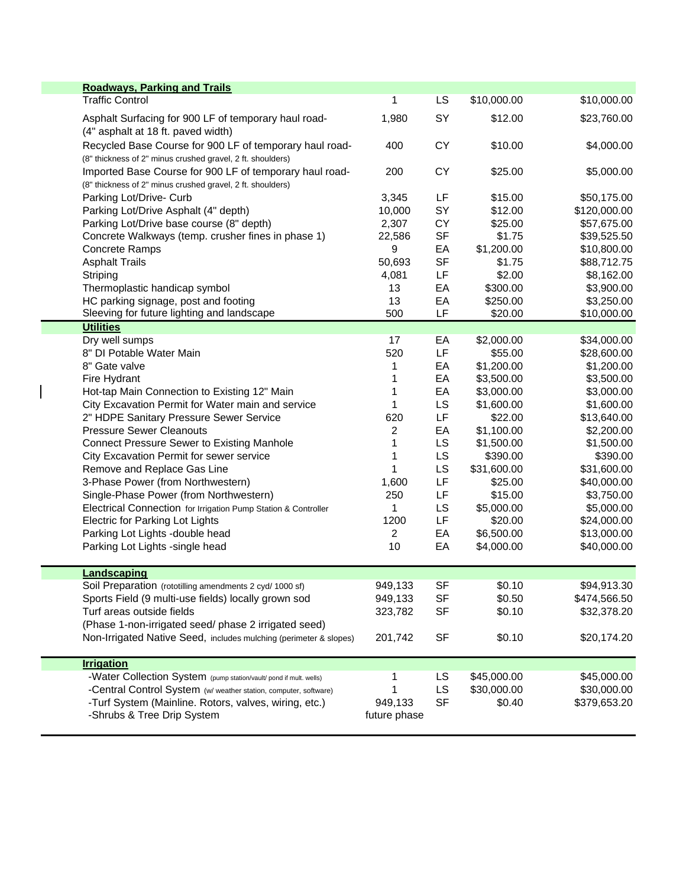| Item | Quantity | Unit | Unit Cost | Total |
|---|---|---|---|---|
| **Roadways, Parking and Trails** | | | | |
| Traffic Control | 1 | LS | $10,000.00 | $10,000.00 |
| Asphalt Surfacing for 900 LF of temporary haul road- (4" asphalt at 18 ft. paved width) | 1,980 | SY | $12.00 | $23,760.00 |
| Recycled Base Course for 900 LF of temporary haul road- (8" thickness of 2" minus crushed gravel, 2 ft. shoulders) | 400 | CY | $10.00 | $4,000.00 |
| Imported Base Course for 900 LF of temporary haul road- (8" thickness of 2" minus crushed gravel, 2 ft. shoulders) | 200 | CY | $25.00 | $5,000.00 |
| Parking Lot/Drive- Curb | 3,345 | LF | $15.00 | $50,175.00 |
| Parking Lot/Drive Asphalt (4" depth) | 10,000 | SY | $12.00 | $120,000.00 |
| Parking Lot/Drive base course (8" depth) | 2,307 | CY | $25.00 | $57,675.00 |
| Concrete Walkways (temp. crusher fines in phase 1) | 22,586 | SF | $1.75 | $39,525.50 |
| Concrete Ramps | 9 | EA | $1,200.00 | $10,800.00 |
| Asphalt Trails | 50,693 | SF | $1.75 | $88,712.75 |
| Striping | 4,081 | LF | $2.00 | $8,162.00 |
| Thermoplastic handicap symbol | 13 | EA | $300.00 | $3,900.00 |
| HC parking signage, post and footing | 13 | EA | $250.00 | $3,250.00 |
| Sleeving for future lighting and landscape | 500 | LF | $20.00 | $10,000.00 |
| **Utilities** | | | | |
| Dry well sumps | 17 | EA | $2,000.00 | $34,000.00 |
| 8" DI Potable Water Main | 520 | LF | $55.00 | $28,600.00 |
| 8" Gate valve | 1 | EA | $1,200.00 | $1,200.00 |
| Fire Hydrant | 1 | EA | $3,500.00 | $3,500.00 |
| Hot-tap Main Connection to Existing 12" Main | 1 | EA | $3,000.00 | $3,000.00 |
| City Excavation Permit for Water main and service | 1 | LS | $1,600.00 | $1,600.00 |
| 2" HDPE Sanitary Pressure Sewer Service | 620 | LF | $22.00 | $13,640.00 |
| Pressure Sewer Cleanouts | 2 | EA | $1,100.00 | $2,200.00 |
| Connect Pressure Sewer to Existing Manhole | 1 | LS | $1,500.00 | $1,500.00 |
| City Excavation Permit for sewer service | 1 | LS | $390.00 | $390.00 |
| Remove and Replace Gas Line | 1 | LS | $31,600.00 | $31,600.00 |
| 3-Phase Power (from Northwestern) | 1,600 | LF | $25.00 | $40,000.00 |
| Single-Phase Power (from Northwestern) | 250 | LF | $15.00 | $3,750.00 |
| Electrical Connection for Irrigation Pump Station & Controller | 1 | LS | $5,000.00 | $5,000.00 |
| Electric for Parking Lot Lights | 1200 | LF | $20.00 | $24,000.00 |
| Parking Lot Lights -double head | 2 | EA | $6,500.00 | $13,000.00 |
| Parking Lot Lights -single head | 10 | EA | $4,000.00 | $40,000.00 |
| **Landscaping** | | | | |
| Soil Preparation (rototilling amendments 2 cyd/ 1000 sf) | 949,133 | SF | $0.10 | $94,913.30 |
| Sports Field (9 multi-use fields) locally grown sod | 949,133 | SF | $0.50 | $474,566.50 |
| Turf areas outside fields (Phase 1-non-irrigated seed/ phase 2 irrigated seed) | 323,782 | SF | $0.10 | $32,378.20 |
| Non-Irrigated Native Seed, includes mulching (perimeter & slopes) | 201,742 | SF | $0.10 | $20,174.20 |
| **Irrigation** | | | | |
| -Water Collection System (pump station/vault/ pond if mult. wells) | 1 | LS | $45,000.00 | $45,000.00 |
| -Central Control System (w/ weather station, computer, software) | 1 | LS | $30,000.00 | $30,000.00 |
| -Turf System (Mainline. Rotors, valves, wiring, etc.) | 949,133 | SF | $0.40 | $379,653.20 |
| -Shrubs & Tree Drip System | future phase | | | |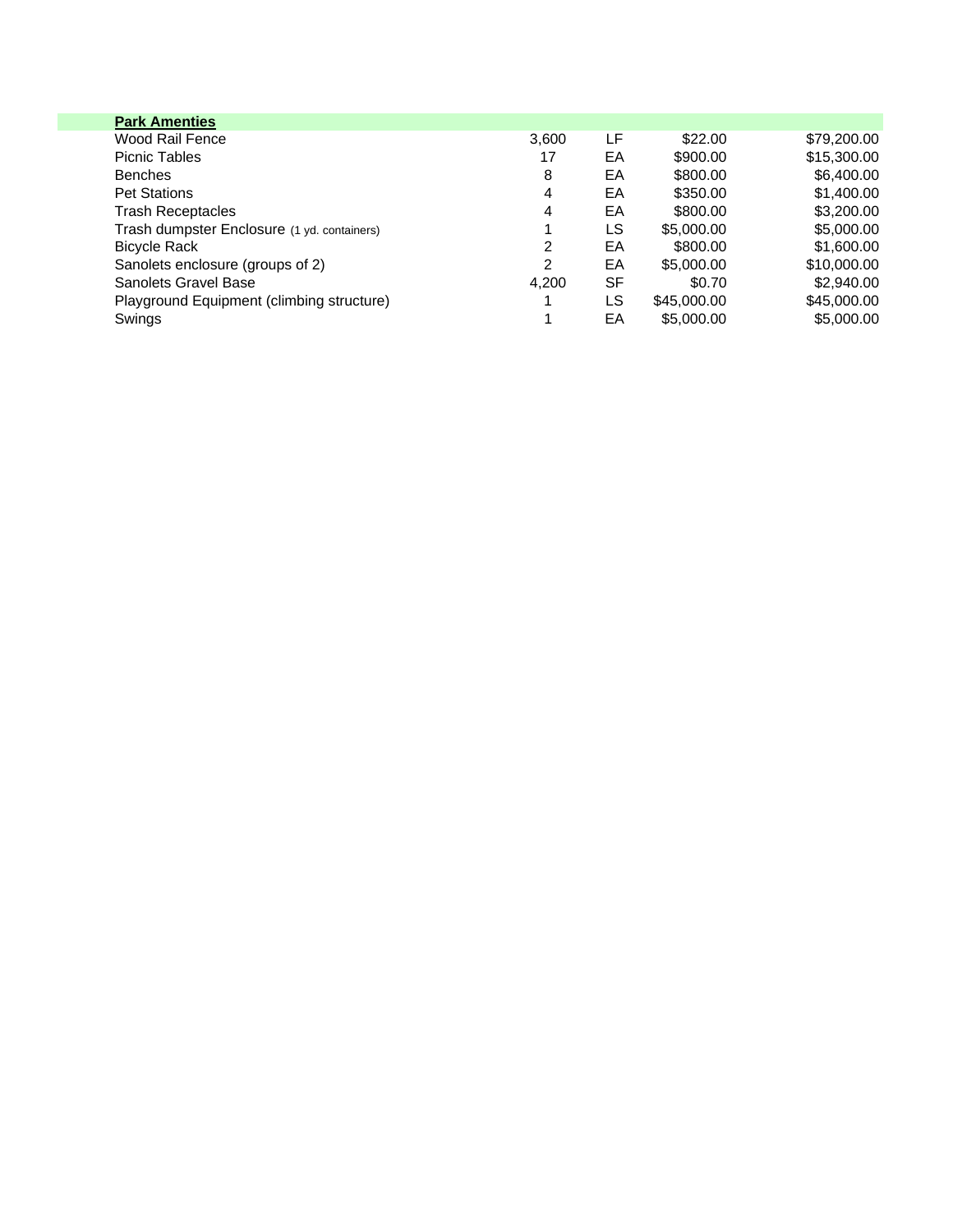| **Park Amenties** | | | | |
|---|---|---|---|---|
| Wood Rail Fence | 3,600 | LF | $22.00 | $79,200.00 |
| Picnic Tables | 17 | EA | $900.00 | $15,300.00 |
| Benches | 8 | EA | $800.00 | $6,400.00 |
| Pet Stations | 4 | EA | $350.00 | $1,400.00 |
| Trash Receptacles | 4 | EA | $800.00 | $3,200.00 |
| Trash dumpster Enclosure (1 yd. containers) | 1 | LS | $5,000.00 | $5,000.00 |
| Bicycle Rack | 2 | EA | $800.00 | $1,600.00 |
| Sanolets enclosure (groups of 2) | 2 | EA | $5,000.00 | $10,000.00 |
| Sanolets Gravel Base | 4,200 | SF | $0.70 | $2,940.00 |
| Playground Equipment (climbing structure) | 1 | LS | $45,000.00 | $45,000.00 |
| Swings | 1 | EA | $5,000.00 | $5,000.00 |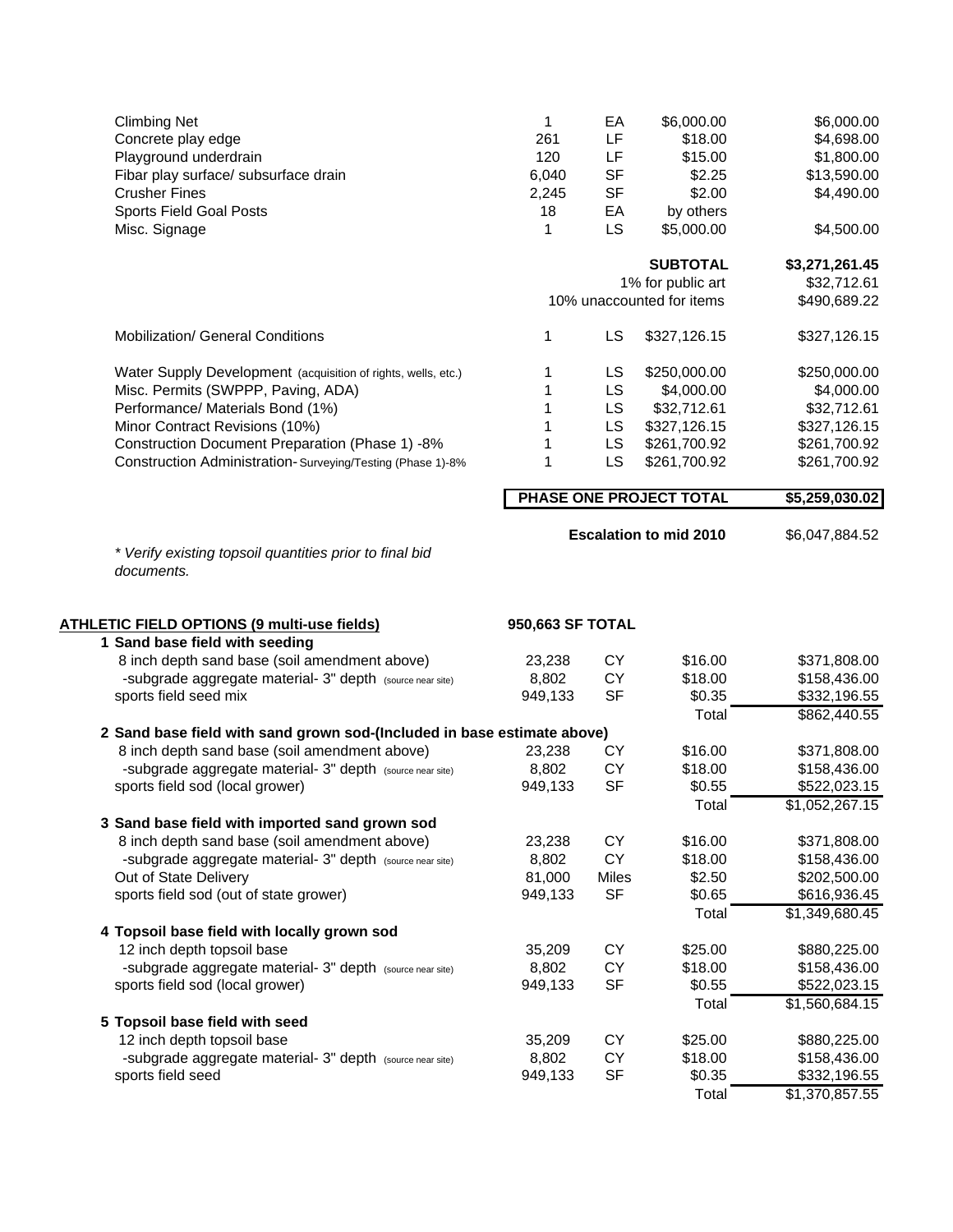| Item | Qty | Unit | Unit Cost | Total |
|---|---|---|---|---|
| Climbing Net | 1 | EA | $6,000.00 | $6,000.00 |
| Concrete play edge | 261 | LF | $18.00 | $4,698.00 |
| Playground underdrain | 120 | LF | $15.00 | $1,800.00 |
| Fibar play surface/ subsurface drain | 6,040 | SF | $2.25 | $13,590.00 |
| Crusher Fines | 2,245 | SF | $2.00 | $4,490.00 |
| Sports Field Goal Posts | 18 | EA | by others | |
| Misc. Signage | 1 | LS | $5,000.00 | $4,500.00 |
| | | | **SUBTOTAL** | **$3,271,261.45** |
| | | | 1% for public art | $32,712.61 |
| | | | 10% unaccounted for items | $490,689.22 |
| Mobilization/ General Conditions | 1 | LS | $327,126.15 | $327,126.15 |
| Water Supply Development (acquisition of rights, wells, etc.) | 1 | LS | $250,000.00 | $250,000.00 |
| Misc. Permits (SWPPP, Paving, ADA) | 1 | LS | $4,000.00 | $4,000.00 |
| Performance/ Materials Bond (1%) | 1 | LS | $32,712.61 | $32,712.61 |
| Minor Contract Revisions (10%) | 1 | LS | $327,126.15 | $327,126.15 |
| Construction Document Preparation (Phase 1) -8% | 1 | LS | $261,700.92 | $261,700.92 |
| Construction Administration- Surveying/Testing (Phase 1)-8% | 1 | LS | $261,700.92 | $261,700.92 |
| | | | **PHASE ONE PROJECT TOTAL** | **$5,259,030.02** |
| | | | **Escalation to mid 2010** | $6,047,884.52 |

*\* Verify existing topsoil quantities prior to final bid documents.*

**ATHLETIC FIELD OPTIONS (9 multi-use fields)** — **950,663 SF TOTAL**

| Item | Qty | Unit | Unit Cost | Total |
|---|---|---|---|---|
| **1 Sand base field with seeding** | | | | |
| 8 inch depth sand base (soil amendment above) | 23,238 | CY | $16.00 | $371,808.00 |
| -subgrade aggregate material- 3" depth (source near site) | 8,802 | CY | $18.00 | $158,436.00 |
| sports field seed mix | 949,133 | SF | $0.35 | $332,196.55 |
| | | | Total | $862,440.55 |
| **2 Sand base field with sand grown sod-(Included in base estimate above)** | | | | |
| 8 inch depth sand base (soil amendment above) | 23,238 | CY | $16.00 | $371,808.00 |
| -subgrade aggregate material- 3" depth (source near site) | 8,802 | CY | $18.00 | $158,436.00 |
| sports field sod (local grower) | 949,133 | SF | $0.55 | $522,023.15 |
| | | | Total | $1,052,267.15 |
| **3 Sand base field with imported sand grown sod** | | | | |
| 8 inch depth sand base (soil amendment above) | 23,238 | CY | $16.00 | $371,808.00 |
| -subgrade aggregate material- 3" depth (source near site) | 8,802 | CY | $18.00 | $158,436.00 |
| Out of State Delivery | 81,000 | Miles | $2.50 | $202,500.00 |
| sports field sod (out of state grower) | 949,133 | SF | $0.65 | $616,936.45 |
| | | | Total | $1,349,680.45 |
| **4 Topsoil base field with locally grown sod** | | | | |
| 12 inch depth topsoil base | 35,209 | CY | $25.00 | $880,225.00 |
| -subgrade aggregate material- 3" depth (source near site) | 8,802 | CY | $18.00 | $158,436.00 |
| sports field sod (local grower) | 949,133 | SF | $0.55 | $522,023.15 |
| | | | Total | $1,560,684.15 |
| **5 Topsoil base field with seed** | | | | |
| 12 inch depth topsoil base | 35,209 | CY | $25.00 | $880,225.00 |
| -subgrade aggregate material- 3" depth (source near site) | 8,802 | CY | $18.00 | $158,436.00 |
| sports field seed | 949,133 | SF | $0.35 | $332,196.55 |
| | | | Total | $1,370,857.55 |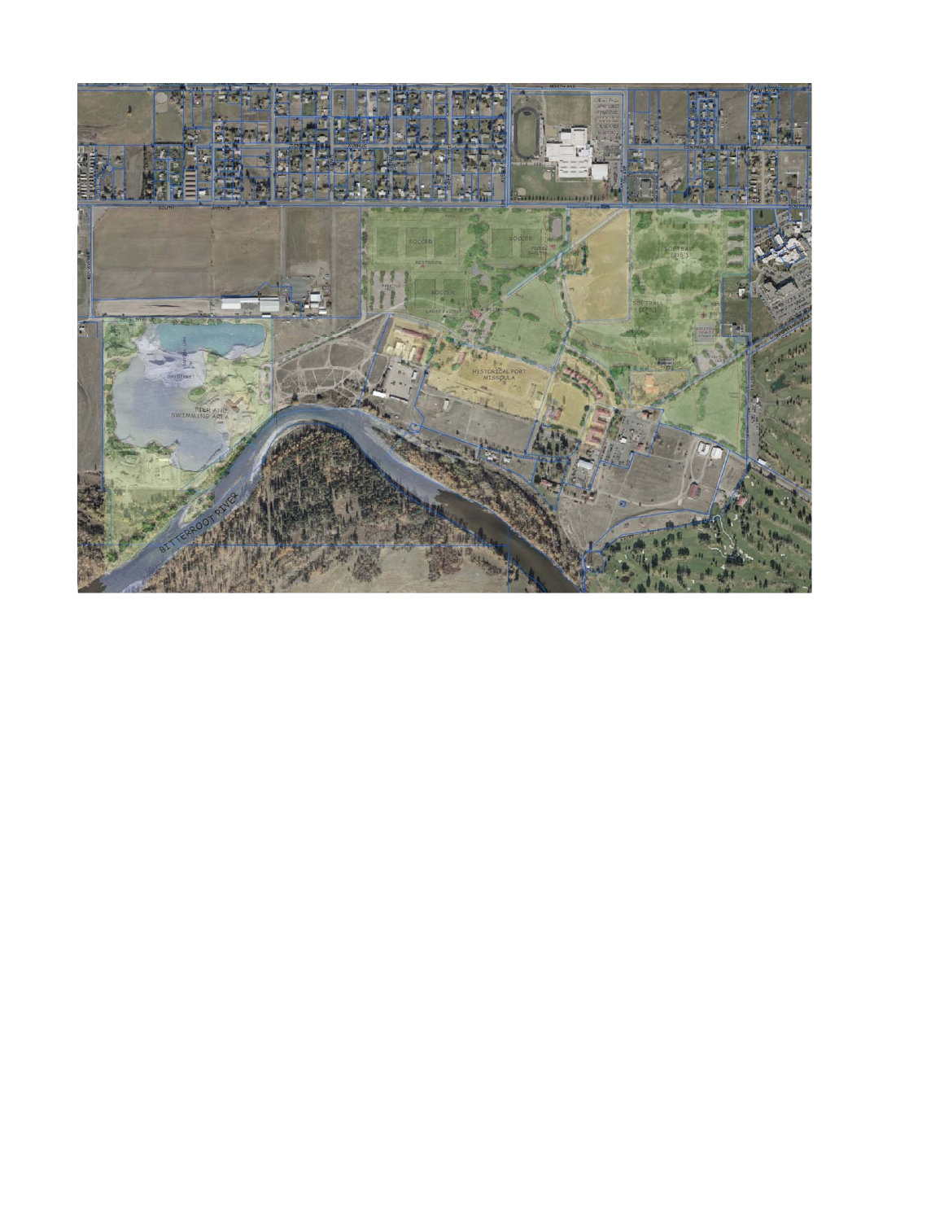NORTH AVE

SOUTH AVENUE

SOCCER

SOCCER

RESTROOM

SOCCER

SOFTBALL

SOFTBALL

HISTORICAL FORT MISSOULA

PIER AND SWIMMING AREA

BITTERROOT RIVER